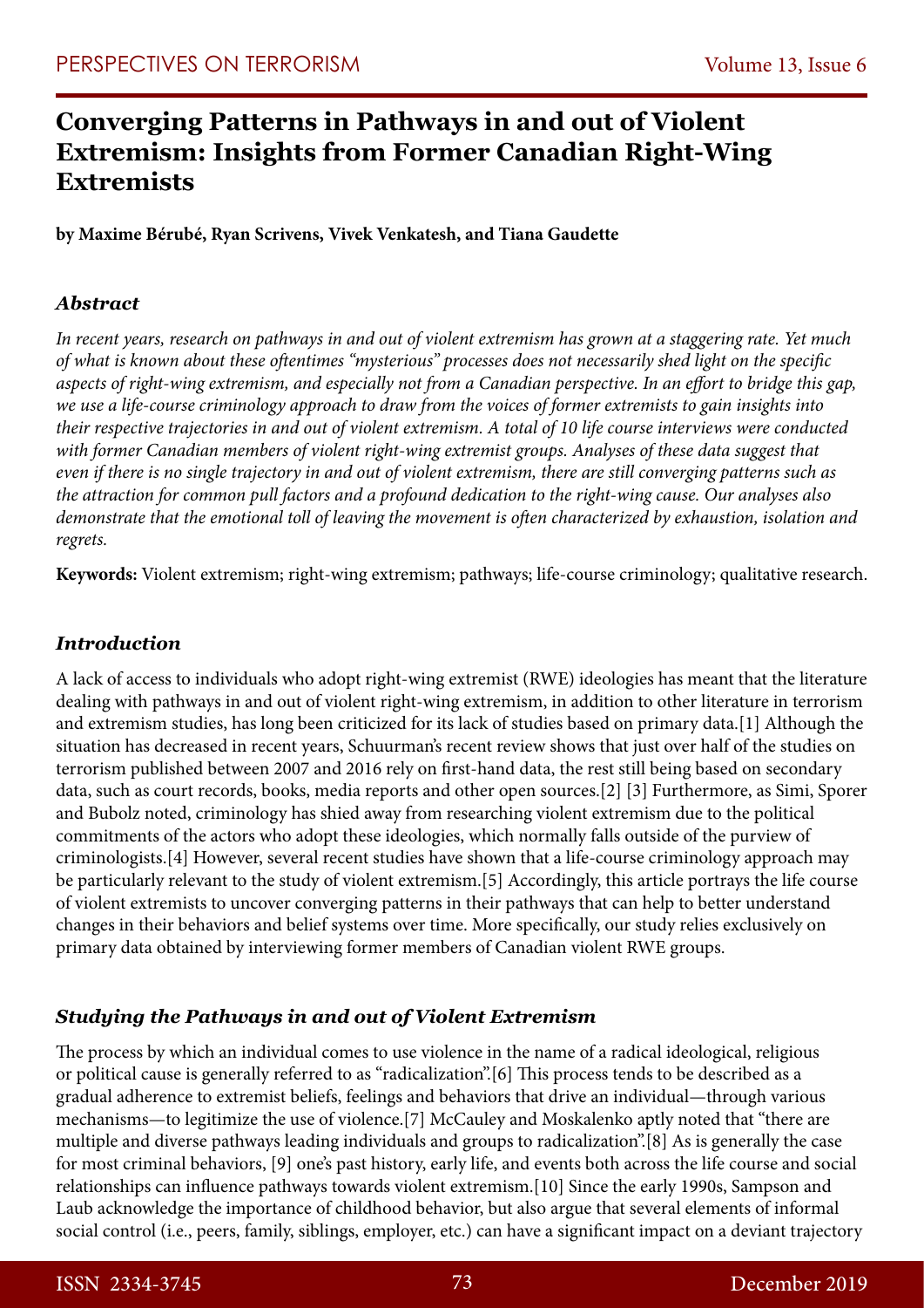# Converging Patterns in Pathways in and out of Violent Extremism: Insights from Former Canadian Right-Wing Extremists

**by Maxime Bérubé, Ryan Scrivens, Vivek Venkatesh, and Tiana Gaudette**

### *Abstract*

*In recent years, research on pathways in and out of violent extremism has grown at a staggering rate. Yet much of what is known about these oftentimes "mysterious" processes does not necessarily shed light on the specific aspects of right-wing extremism, and especially not from a Canadian perspective. In an effort to bridge this gap, we use a life-course criminology approach to draw from the voices of former extremists to gain insights into their respective trajectories in and out of violent extremism. A total of 10 life course interviews were conducted with former Canadian members of violent right-wing extremist groups. Analyses of these data suggest that even if there is no single trajectory in and out of violent extremism, there are still converging patterns such as the attraction for common pull factors and a profound dedication to the right-wing cause. Our analyses also demonstrate that the emotional toll of leaving the movement is often characterized by exhaustion, isolation and regrets.*

**Keywords:** Violent extremism; right-wing extremism; pathways; life-course criminology; qualitative research.

### *Introduction*

A lack of access to individuals who adopt right-wing extremist (RWE) ideologies has meant that the literature dealing with pathways in and out of violent right-wing extremism, in addition to other literature in terrorism and extremism studies, has long been criticized for its lack of studies based on primary data.[1] Although the situation has decreased in recent years, Schuurman's recent review shows that just over half of the studies on terrorism published between 2007 and 2016 rely on first-hand data, the rest still being based on secondary data, such as court records, books, media reports and other open sources.[2] [3] Furthermore, as Simi, Sporer and Bubolz noted, criminology has shied away from researching violent extremism due to the political commitments of the actors who adopt these ideologies, which normally falls outside of the purview of criminologists.[4] However, several recent studies have shown that a life-course criminology approach may be particularly relevant to the study of violent extremism.[5] Accordingly, this article portrays the life course of violent extremists to uncover converging patterns in their pathways that can help to better understand changes in their behaviors and belief systems over time. More specifically, our study relies exclusively on primary data obtained by interviewing former members of Canadian violent RWE groups.

### *Studying the Pathways in and out of Violent Extremism*

The process by which an individual comes to use violence in the name of a radical ideological, religious or political cause is generally referred to as "radicalization".[6] This process tends to be described as a gradual adherence to extremist beliefs, feelings and behaviors that drive an individual—through various mechanisms—to legitimize the use of violence.[7] McCauley and Moskalenko aptly noted that "there are multiple and diverse pathways leading individuals and groups to radicalization".[8] As is generally the case for most criminal behaviors, [9] one's past history, early life, and events both across the life course and social relationships can influence pathways towards violent extremism.[10] Since the early 1990s, Sampson and Laub acknowledge the importance of childhood behavior, but also argue that several elements of informal social control (i.e., peers, family, siblings, employer, etc.) can have a significant impact on a deviant trajectory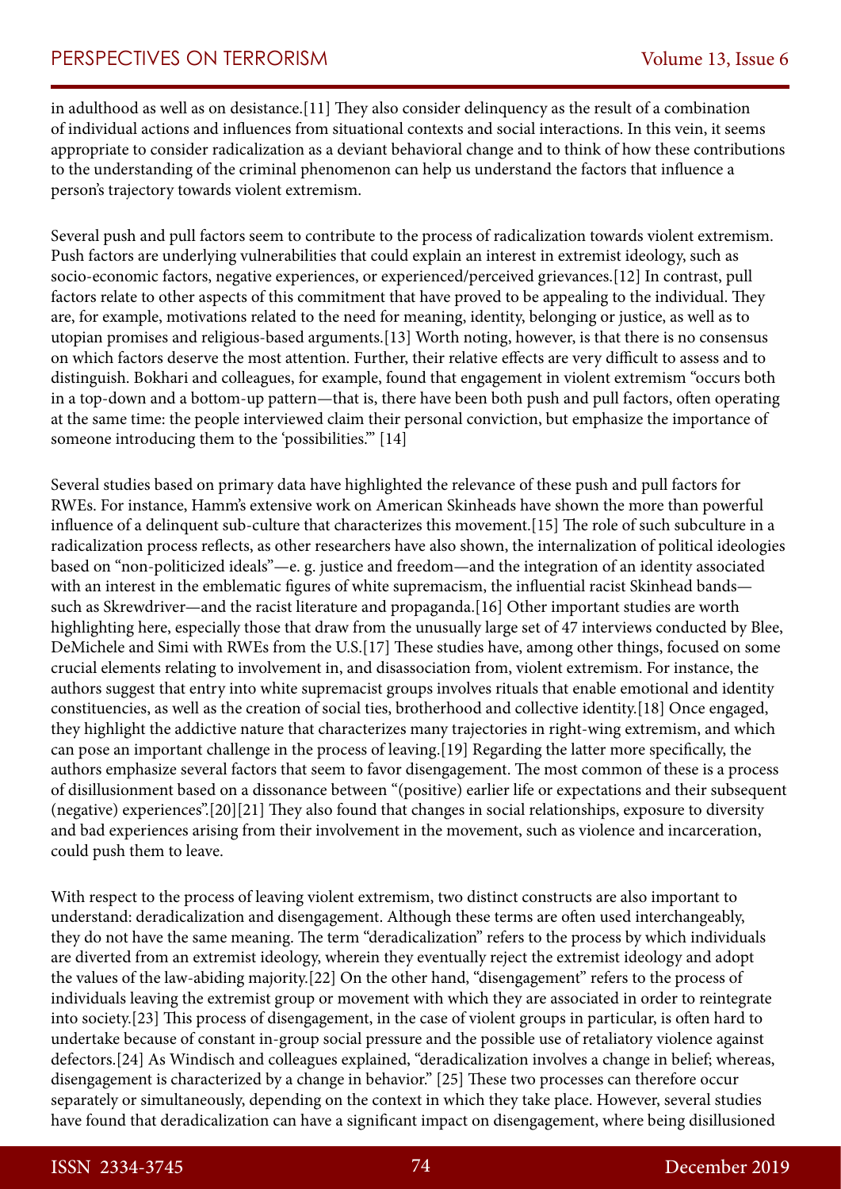in adulthood as well as on desistance.[11] They also consider delinquency as the result of a combination of individual actions and influences from situational contexts and social interactions. In this vein, it seems appropriate to consider radicalization as a deviant behavioral change and to think of how these contributions to the understanding of the criminal phenomenon can help us understand the factors that influence a person's trajectory towards violent extremism.

Several push and pull factors seem to contribute to the process of radicalization towards violent extremism. Push factors are underlying vulnerabilities that could explain an interest in extremist ideology, such as socio-economic factors, negative experiences, or experienced/perceived grievances.[12] In contrast, pull factors relate to other aspects of this commitment that have proved to be appealing to the individual. They are, for example, motivations related to the need for meaning, identity, belonging or justice, as well as to utopian promises and religious-based arguments.[13] Worth noting, however, is that there is no consensus on which factors deserve the most attention. Further, their relative effects are very difficult to assess and to distinguish. Bokhari and colleagues, for example, found that engagement in violent extremism "occurs both in a top-down and a bottom-up pattern—that is, there have been both push and pull factors, often operating at the same time: the people interviewed claim their personal conviction, but emphasize the importance of someone introducing them to the 'possibilities.'" [14]

Several studies based on primary data have highlighted the relevance of these push and pull factors for RWEs. For instance, Hamm's extensive work on American Skinheads have shown the more than powerful influence of a delinquent sub-culture that characterizes this movement.[15] The role of such subculture in a radicalization process reflects, as other researchers have also shown, the internalization of political ideologies based on "non-politicized ideals"—e. g. justice and freedom—and the integration of an identity associated with an interest in the emblematic figures of white supremacism, the influential racist Skinhead bands—such as Skrewdriver—and the racist literature and propaganda.[16] Other important studies are worth highlighting here, especially those that draw from the unusually large set of 47 interviews conducted by Blee, DeMichele and Simi with RWEs from the U.S.[17] These studies have, among other things, focused on some crucial elements relating to involvement in, and disassociation from, violent extremism. For instance, the authors suggest that entry into white supremacist groups involves rituals that enable emotional and identity constituencies, as well as the creation of social ties, brotherhood and collective identity.[18] Once engaged, they highlight the addictive nature that characterizes many trajectories in right-wing extremism, and which can pose an important challenge in the process of leaving.[19] Regarding the latter more specifically, the authors emphasize several factors that seem to favor disengagement. The most common of these is a process of disillusionment based on a dissonance between "(positive) earlier life or expectations and their subsequent (negative) experiences".[20][21] They also found that changes in social relationships, exposure to diversity and bad experiences arising from their involvement in the movement, such as violence and incarceration, could push them to leave.

With respect to the process of leaving violent extremism, two distinct constructs are also important to understand: deradicalization and disengagement. Although these terms are often used interchangeably, they do not have the same meaning. The term "deradicalization" refers to the process by which individuals are diverted from an extremist ideology, wherein they eventually reject the extremist ideology and adopt the values of the law-abiding majority.[22] On the other hand, "disengagement" refers to the process of individuals leaving the extremist group or movement with which they are associated in order to reintegrate into society.[23] This process of disengagement, in the case of violent groups in particular, is often hard to undertake because of constant in-group social pressure and the possible use of retaliatory violence against defectors.[24] As Windisch and colleagues explained, "deradicalization involves a change in belief; whereas, disengagement is characterized by a change in behavior." [25] These two processes can therefore occur separately or simultaneously, depending on the context in which they take place. However, several studies have found that deradicalization can have a significant impact on disengagement, where being disillusioned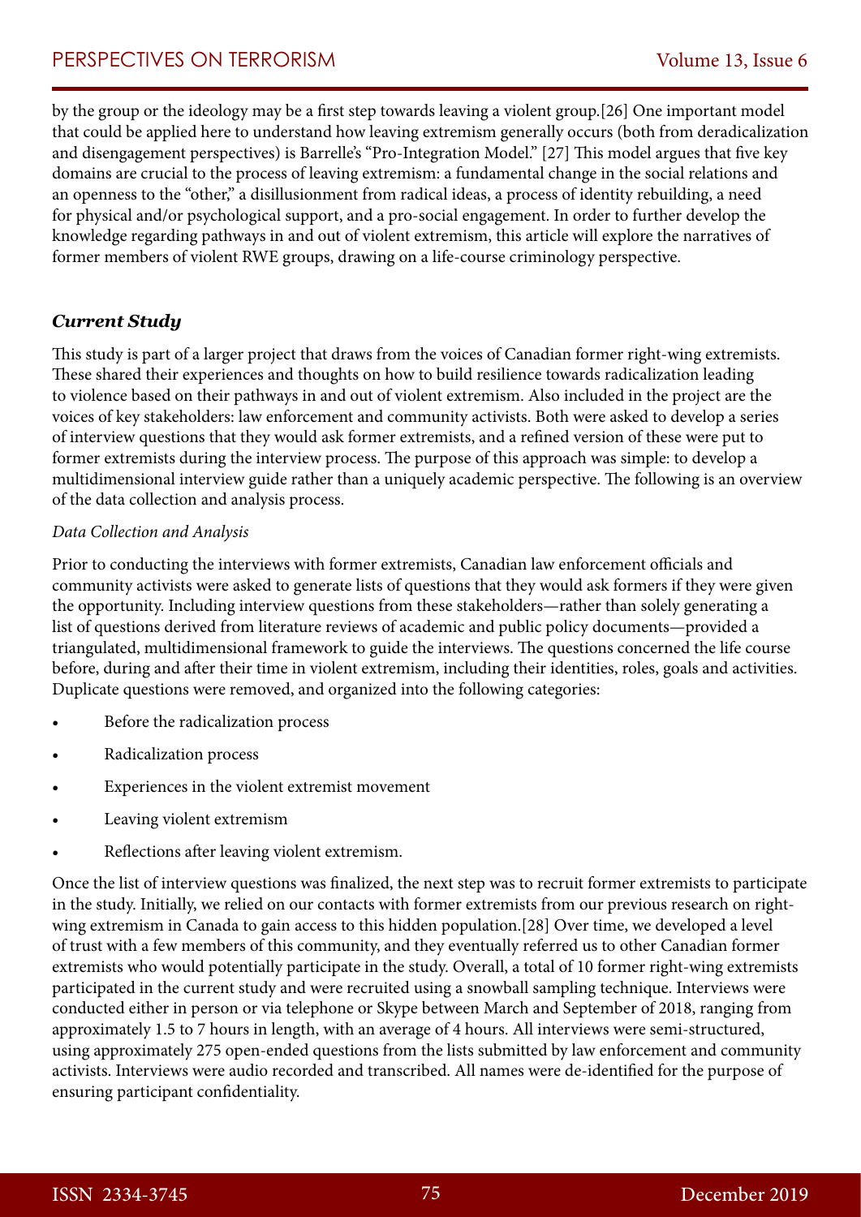by the group or the ideology may be a first step towards leaving a violent group.[26] One important model that could be applied here to understand how leaving extremism generally occurs (both from deradicalization and disengagement perspectives) is Barrelle's "Pro-Integration Model." [27] This model argues that five key domains are crucial to the process of leaving extremism: a fundamental change in the social relations and an openness to the "other," a disillusionment from radical ideas, a process of identity rebuilding, a need for physical and/or psychological support, and a pro-social engagement. In order to further develop the knowledge regarding pathways in and out of violent extremism, this article will explore the narratives of former members of violent RWE groups, drawing on a life-course criminology perspective.

### *Current Study*

This study is part of a larger project that draws from the voices of Canadian former right-wing extremists. These shared their experiences and thoughts on how to build resilience towards radicalization leading to violence based on their pathways in and out of violent extremism. Also included in the project are the voices of key stakeholders: law enforcement and community activists. Both were asked to develop a series of interview questions that they would ask former extremists, and a refined version of these were put to former extremists during the interview process. The purpose of this approach was simple: to develop a multidimensional interview guide rather than a uniquely academic perspective. The following is an overview of the data collection and analysis process.

*Data Collection and Analysis*

Prior to conducting the interviews with former extremists, Canadian law enforcement officials and community activists were asked to generate lists of questions that they would ask formers if they were given the opportunity. Including interview questions from these stakeholders—rather than solely generating a list of questions derived from literature reviews of academic and public policy documents—provided a triangulated, multidimensional framework to guide the interviews. The questions concerned the life course before, during and after their time in violent extremism, including their identities, roles, goals and activities. Duplicate questions were removed, and organized into the following categories:

- Before the radicalization process
- Radicalization process
- Experiences in the violent extremist movement
- Leaving violent extremism
- Reflections after leaving violent extremism.

Once the list of interview questions was finalized, the next step was to recruit former extremists to participate in the study. Initially, we relied on our contacts with former extremists from our previous research on right-wing extremism in Canada to gain access to this hidden population.[28] Over time, we developed a level of trust with a few members of this community, and they eventually referred us to other Canadian former extremists who would potentially participate in the study. Overall, a total of 10 former right-wing extremists participated in the current study and were recruited using a snowball sampling technique. Interviews were conducted either in person or via telephone or Skype between March and September of 2018, ranging from approximately 1.5 to 7 hours in length, with an average of 4 hours. All interviews were semi-structured, using approximately 275 open-ended questions from the lists submitted by law enforcement and community activists. Interviews were audio recorded and transcribed. All names were de-identified for the purpose of ensuring participant confidentiality.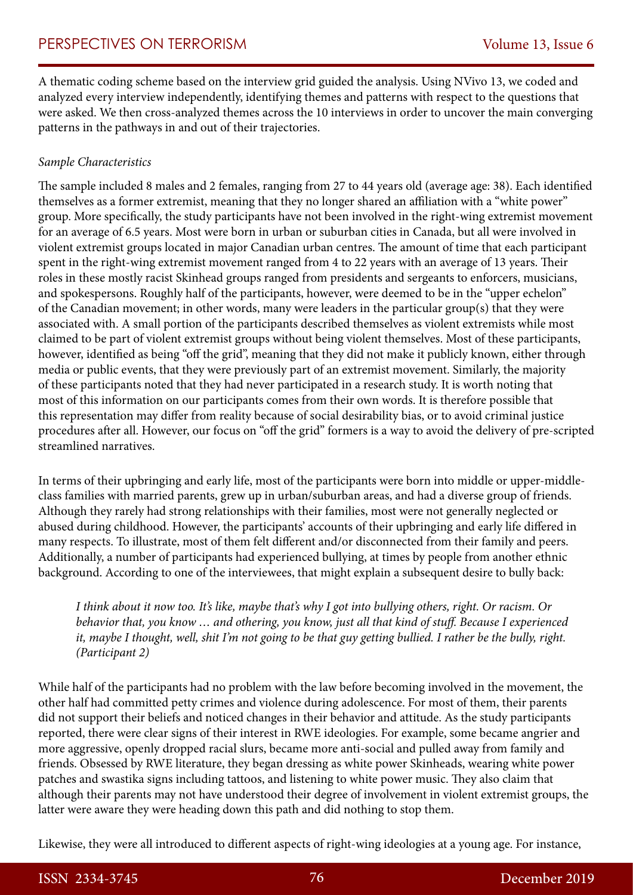A thematic coding scheme based on the interview grid guided the analysis. Using NVivo 13, we coded and analyzed every interview independently, identifying themes and patterns with respect to the questions that were asked. We then cross-analyzed themes across the 10 interviews in order to uncover the main converging patterns in the pathways in and out of their trajectories.

*Sample Characteristics*

The sample included 8 males and 2 females, ranging from 27 to 44 years old (average age: 38). Each identified themselves as a former extremist, meaning that they no longer shared an affiliation with a "white power" group. More specifically, the study participants have not been involved in the right-wing extremist movement for an average of 6.5 years. Most were born in urban or suburban cities in Canada, but all were involved in violent extremist groups located in major Canadian urban centres. The amount of time that each participant spent in the right-wing extremist movement ranged from 4 to 22 years with an average of 13 years. Their roles in these mostly racist Skinhead groups ranged from presidents and sergeants to enforcers, musicians, and spokespersons. Roughly half of the participants, however, were deemed to be in the "upper echelon" of the Canadian movement; in other words, many were leaders in the particular group(s) that they were associated with. A small portion of the participants described themselves as violent extremists while most claimed to be part of violent extremist groups without being violent themselves. Most of these participants, however, identified as being "off the grid", meaning that they did not make it publicly known, either through media or public events, that they were previously part of an extremist movement. Similarly, the majority of these participants noted that they had never participated in a research study. It is worth noting that most of this information on our participants comes from their own words. It is therefore possible that this representation may differ from reality because of social desirability bias, or to avoid criminal justice procedures after all. However, our focus on "off the grid" formers is a way to avoid the delivery of pre-scripted streamlined narratives.

In terms of their upbringing and early life, most of the participants were born into middle or upper-middle-class families with married parents, grew up in urban/suburban areas, and had a diverse group of friends. Although they rarely had strong relationships with their families, most were not generally neglected or abused during childhood. However, the participants' accounts of their upbringing and early life differed in many respects. To illustrate, most of them felt different and/or disconnected from their family and peers. Additionally, a number of participants had experienced bullying, at times by people from another ethnic background. According to one of the interviewees, that might explain a subsequent desire to bully back:

> *I think about it now too. It's like, maybe that's why I got into bullying others, right. Or racism. Or behavior that, you know … and othering, you know, just all that kind of stuff. Because I experienced it, maybe I thought, well, shit I'm not going to be that guy getting bullied. I rather be the bully, right. (Participant 2)*

While half of the participants had no problem with the law before becoming involved in the movement, the other half had committed petty crimes and violence during adolescence. For most of them, their parents did not support their beliefs and noticed changes in their behavior and attitude. As the study participants reported, there were clear signs of their interest in RWE ideologies. For example, some became angrier and more aggressive, openly dropped racial slurs, became more anti-social and pulled away from family and friends. Obsessed by RWE literature, they began dressing as white power Skinheads, wearing white power patches and swastika signs including tattoos, and listening to white power music. They also claim that although their parents may not have understood their degree of involvement in violent extremist groups, the latter were aware they were heading down this path and did nothing to stop them.

Likewise, they were all introduced to different aspects of right-wing ideologies at a young age. For instance,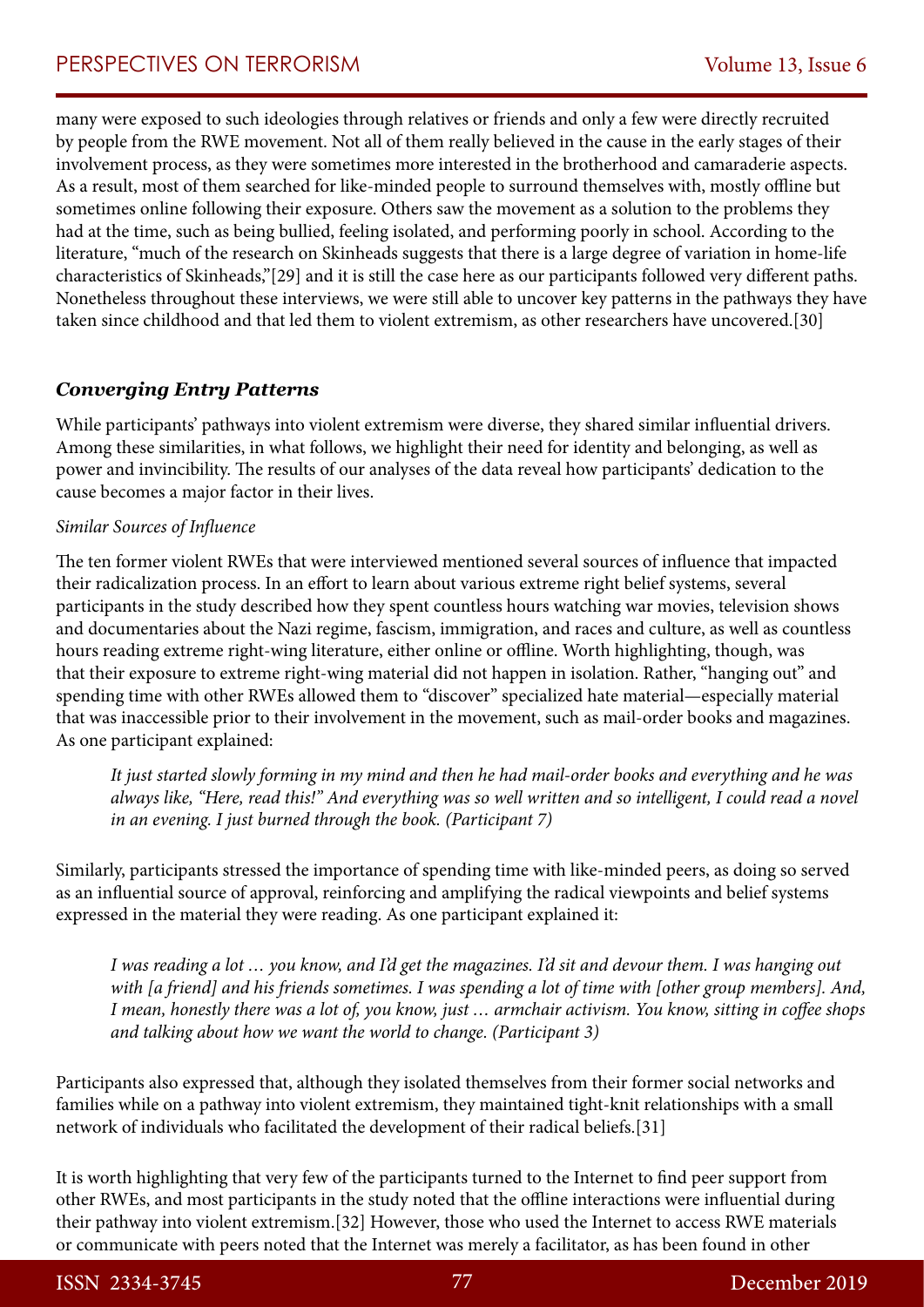many were exposed to such ideologies through relatives or friends and only a few were directly recruited by people from the RWE movement. Not all of them really believed in the cause in the early stages of their involvement process, as they were sometimes more interested in the brotherhood and camaraderie aspects. As a result, most of them searched for like-minded people to surround themselves with, mostly offline but sometimes online following their exposure. Others saw the movement as a solution to the problems they had at the time, such as being bullied, feeling isolated, and performing poorly in school. According to the literature, "much of the research on Skinheads suggests that there is a large degree of variation in home-life characteristics of Skinheads,"[29] and it is still the case here as our participants followed very different paths. Nonetheless throughout these interviews, we were still able to uncover key patterns in the pathways they have taken since childhood and that led them to violent extremism, as other researchers have uncovered.[30]

### *Converging Entry Patterns*

While participants' pathways into violent extremism were diverse, they shared similar influential drivers. Among these similarities, in what follows, we highlight their need for identity and belonging, as well as power and invincibility. The results of our analyses of the data reveal how participants' dedication to the cause becomes a major factor in their lives.

*Similar Sources of Influence*

The ten former violent RWEs that were interviewed mentioned several sources of influence that impacted their radicalization process. In an effort to learn about various extreme right belief systems, several participants in the study described how they spent countless hours watching war movies, television shows and documentaries about the Nazi regime, fascism, immigration, and races and culture, as well as countless hours reading extreme right-wing literature, either online or offline. Worth highlighting, though, was that their exposure to extreme right-wing material did not happen in isolation. Rather, "hanging out" and spending time with other RWEs allowed them to "discover" specialized hate material—especially material that was inaccessible prior to their involvement in the movement, such as mail-order books and magazines. As one participant explained:

> *It just started slowly forming in my mind and then he had mail-order books and everything and he was always like, "Here, read this!" And everything was so well written and so intelligent, I could read a novel in an evening. I just burned through the book. (Participant 7)*

Similarly, participants stressed the importance of spending time with like-minded peers, as doing so served as an influential source of approval, reinforcing and amplifying the radical viewpoints and belief systems expressed in the material they were reading. As one participant explained it:

> *I was reading a lot … you know, and I'd get the magazines. I'd sit and devour them. I was hanging out with [a friend] and his friends sometimes. I was spending a lot of time with [other group members]. And, I mean, honestly there was a lot of, you know, just … armchair activism. You know, sitting in coffee shops and talking about how we want the world to change. (Participant 3)*

Participants also expressed that, although they isolated themselves from their former social networks and families while on a pathway into violent extremism, they maintained tight-knit relationships with a small network of individuals who facilitated the development of their radical beliefs.[31]

It is worth highlighting that very few of the participants turned to the Internet to find peer support from other RWEs, and most participants in the study noted that the offline interactions were influential during their pathway into violent extremism.[32] However, those who used the Internet to access RWE materials or communicate with peers noted that the Internet was merely a facilitator, as has been found in other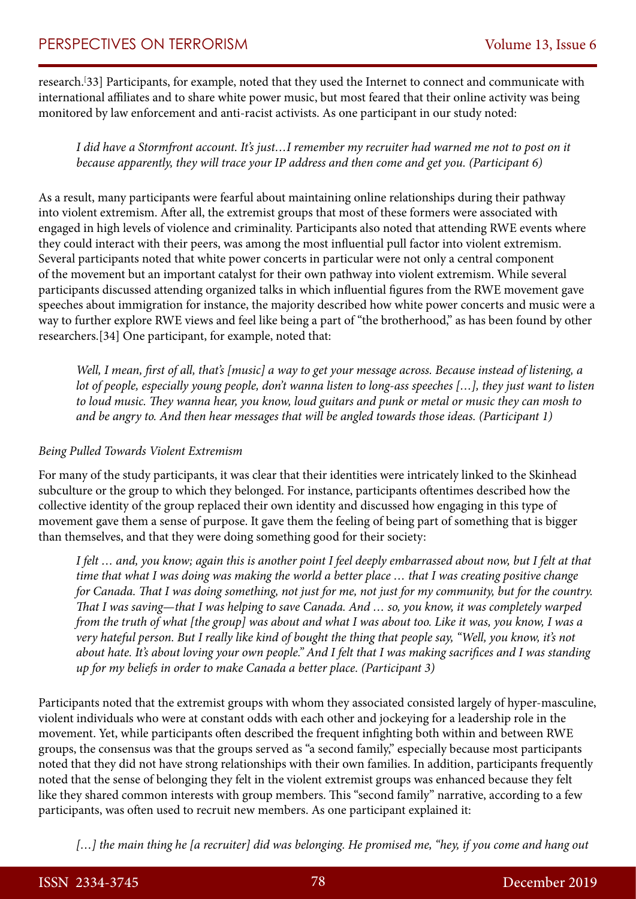research.[33] Participants, for example, noted that they used the Internet to connect and communicate with international affiliates and to share white power music, but most feared that their online activity was being monitored by law enforcement and anti-racist activists. As one participant in our study noted:

> *I did have a Stormfront account. It's just…I remember my recruiter had warned me not to post on it because apparently, they will trace your IP address and then come and get you. (Participant 6)*

As a result, many participants were fearful about maintaining online relationships during their pathway into violent extremism. After all, the extremist groups that most of these formers were associated with engaged in high levels of violence and criminality. Participants also noted that attending RWE events where they could interact with their peers, was among the most influential pull factor into violent extremism. Several participants noted that white power concerts in particular were not only a central component of the movement but an important catalyst for their own pathway into violent extremism. While several participants discussed attending organized talks in which influential figures from the RWE movement gave speeches about immigration for instance, the majority described how white power concerts and music were a way to further explore RWE views and feel like being a part of "the brotherhood," as has been found by other researchers.[34] One participant, for example, noted that:

> *Well, I mean, first of all, that's [music] a way to get your message across. Because instead of listening, a lot of people, especially young people, don't wanna listen to long-ass speeches […], they just want to listen to loud music. They wanna hear, you know, loud guitars and punk or metal or music they can mosh to and be angry to. And then hear messages that will be angled towards those ideas. (Participant 1)*

*Being Pulled Towards Violent Extremism*

For many of the study participants, it was clear that their identities were intricately linked to the Skinhead subculture or the group to which they belonged. For instance, participants oftentimes described how the collective identity of the group replaced their own identity and discussed how engaging in this type of movement gave them a sense of purpose. It gave them the feeling of being part of something that is bigger than themselves, and that they were doing something good for their society:

> *I felt … and, you know; again this is another point I feel deeply embarrassed about now, but I felt at that time that what I was doing was making the world a better place … that I was creating positive change for Canada. That I was doing something, not just for me, not just for my community, but for the country. That I was saving—that I was helping to save Canada. And … so, you know, it was completely warped from the truth of what [the group] was about and what I was about too. Like it was, you know, I was a very hateful person. But I really like kind of bought the thing that people say, "Well, you know, it's not about hate. It's about loving your own people." And I felt that I was making sacrifices and I was standing up for my beliefs in order to make Canada a better place. (Participant 3)*

Participants noted that the extremist groups with whom they associated consisted largely of hyper-masculine, violent individuals who were at constant odds with each other and jockeying for a leadership role in the movement. Yet, while participants often described the frequent infighting both within and between RWE groups, the consensus was that the groups served as "a second family," especially because most participants noted that they did not have strong relationships with their own families. In addition, participants frequently noted that the sense of belonging they felt in the violent extremist groups was enhanced because they felt like they shared common interests with group members. This "second family" narrative, according to a few participants, was often used to recruit new members. As one participant explained it:

> *[…] the main thing he [a recruiter] did was belonging. He promised me, "hey, if you come and hang out*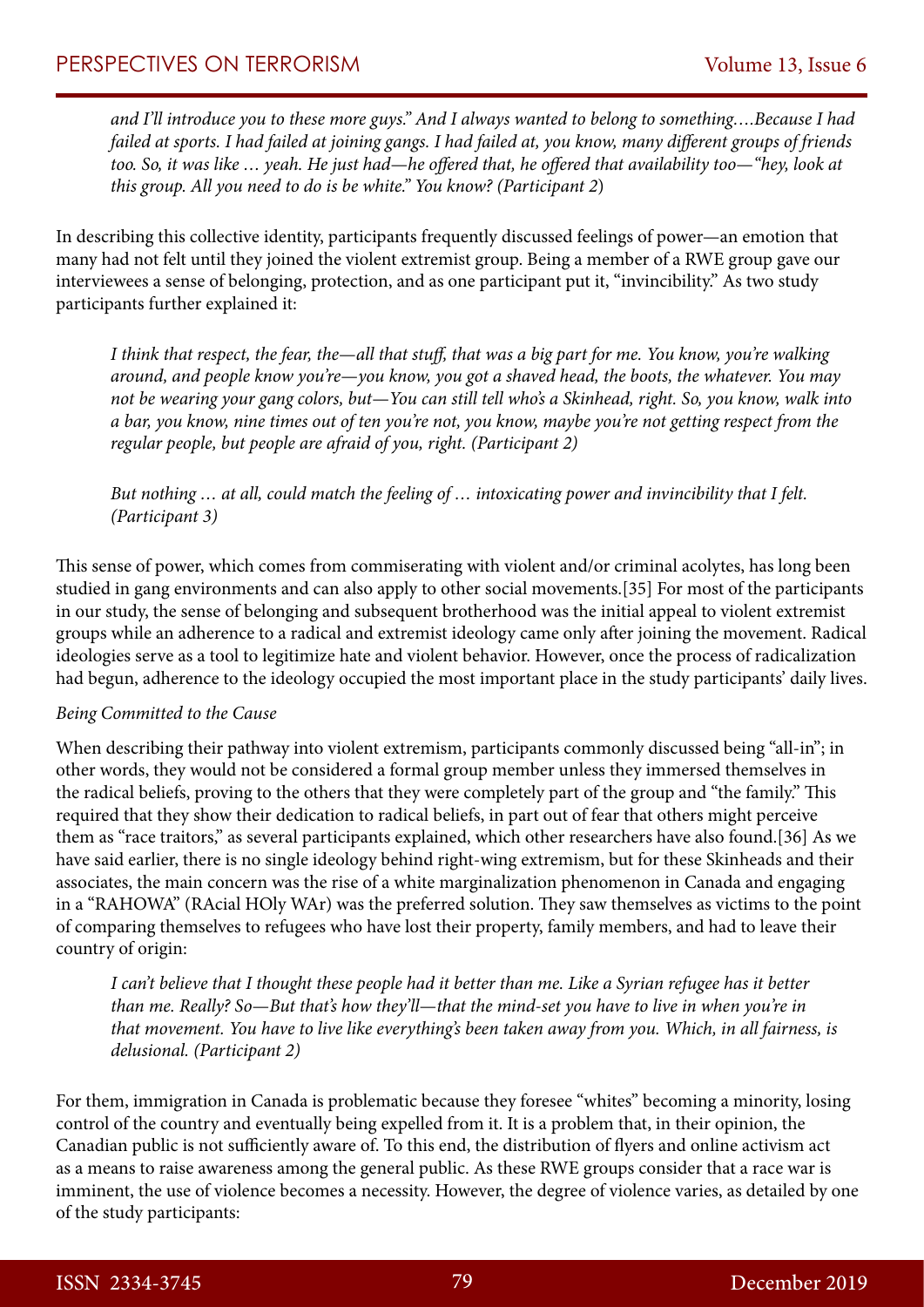> *and I'll introduce you to these more guys." And I always wanted to belong to something….Because I had failed at sports. I had failed at joining gangs. I had failed at, you know, many different groups of friends too. So, it was like … yeah. He just had—he offered that, he offered that availability too—"hey, look at this group. All you need to do is be white." You know? (Participant 2)*

In describing this collective identity, participants frequently discussed feelings of power—an emotion that many had not felt until they joined the violent extremist group. Being a member of a RWE group gave our interviewees a sense of belonging, protection, and as one participant put it, "invincibility." As two study participants further explained it:

> *I think that respect, the fear, the—all that stuff, that was a big part for me. You know, you're walking around, and people know you're—you know, you got a shaved head, the boots, the whatever. You may not be wearing your gang colors, but—You can still tell who's a Skinhead, right. So, you know, walk into a bar, you know, nine times out of ten you're not, you know, maybe you're not getting respect from the regular people, but people are afraid of you, right. (Participant 2)*

> *But nothing … at all, could match the feeling of … intoxicating power and invincibility that I felt. (Participant 3)*

This sense of power, which comes from commiserating with violent and/or criminal acolytes, has long been studied in gang environments and can also apply to other social movements.[35] For most of the participants in our study, the sense of belonging and subsequent brotherhood was the initial appeal to violent extremist groups while an adherence to a radical and extremist ideology came only after joining the movement. Radical ideologies serve as a tool to legitimize hate and violent behavior. However, once the process of radicalization had begun, adherence to the ideology occupied the most important place in the study participants' daily lives.

*Being Committed to the Cause*

When describing their pathway into violent extremism, participants commonly discussed being "all-in"; in other words, they would not be considered a formal group member unless they immersed themselves in the radical beliefs, proving to the others that they were completely part of the group and "the family." This required that they show their dedication to radical beliefs, in part out of fear that others might perceive them as "race traitors," as several participants explained, which other researchers have also found.[36] As we have said earlier, there is no single ideology behind right-wing extremism, but for these Skinheads and their associates, the main concern was the rise of a white marginalization phenomenon in Canada and engaging in a "RAHOWA" (RAcial HOly WAr) was the preferred solution. They saw themselves as victims to the point of comparing themselves to refugees who have lost their property, family members, and had to leave their country of origin:

> *I can't believe that I thought these people had it better than me. Like a Syrian refugee has it better than me. Really? So—But that's how they'll—that the mind-set you have to live in when you're in that movement. You have to live like everything's been taken away from you. Which, in all fairness, is delusional. (Participant 2)*

For them, immigration in Canada is problematic because they foresee "whites" becoming a minority, losing control of the country and eventually being expelled from it. It is a problem that, in their opinion, the Canadian public is not sufficiently aware of. To this end, the distribution of flyers and online activism act as a means to raise awareness among the general public. As these RWE groups consider that a race war is imminent, the use of violence becomes a necessity. However, the degree of violence varies, as detailed by one of the study participants: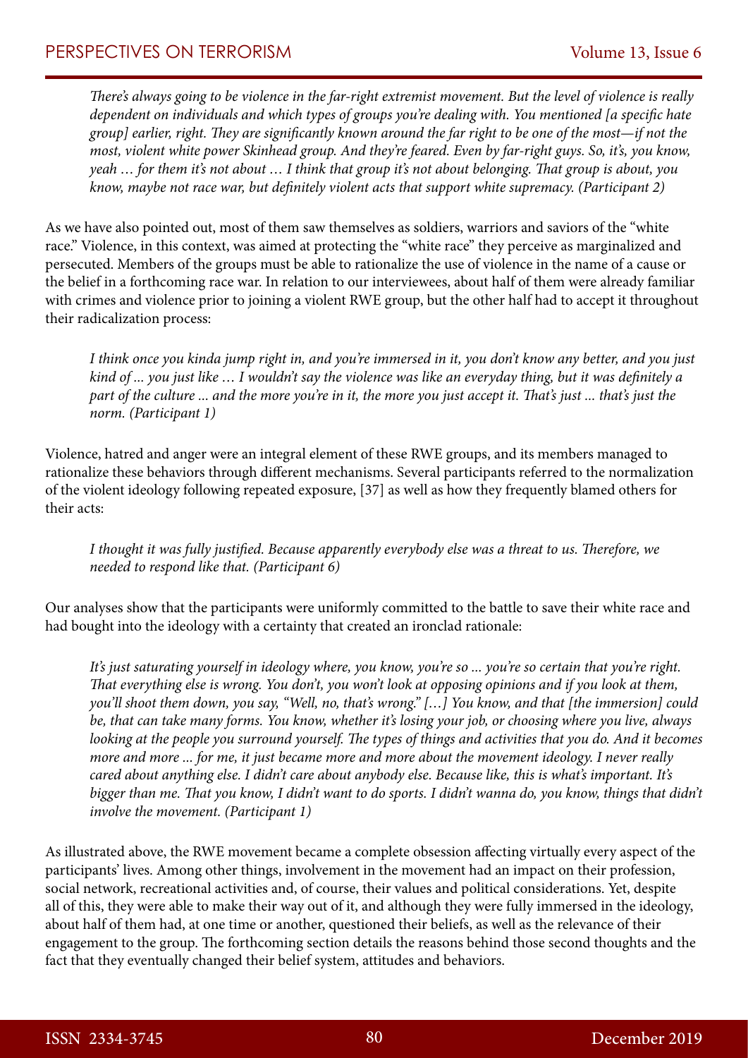*There's always going to be violence in the far-right extremist movement. But the level of violence is really dependent on individuals and which types of groups you're dealing with. You mentioned [a specific hate group] earlier, right. They are significantly known around the far right to be one of the most—if not the most, violent white power Skinhead group. And they're feared. Even by far-right guys. So, it's, you know, yeah … for them it's not about … I think that group it's not about belonging. That group is about, you know, maybe not race war, but definitely violent acts that support white supremacy. (Participant 2)*

As we have also pointed out, most of them saw themselves as soldiers, warriors and saviors of the "white race." Violence, in this context, was aimed at protecting the "white race" they perceive as marginalized and persecuted. Members of the groups must be able to rationalize the use of violence in the name of a cause or the belief in a forthcoming race war. In relation to our interviewees, about half of them were already familiar with crimes and violence prior to joining a violent RWE group, but the other half had to accept it throughout their radicalization process:

*I think once you kinda jump right in, and you're immersed in it, you don't know any better, and you just kind of ... you just like … I wouldn't say the violence was like an everyday thing, but it was definitely a part of the culture ... and the more you're in it, the more you just accept it. That's just ... that's just the norm. (Participant 1)*

Violence, hatred and anger were an integral element of these RWE groups, and its members managed to rationalize these behaviors through different mechanisms. Several participants referred to the normalization of the violent ideology following repeated exposure, [37] as well as how they frequently blamed others for their acts:

*I thought it was fully justified. Because apparently everybody else was a threat to us. Therefore, we needed to respond like that. (Participant 6)*

Our analyses show that the participants were uniformly committed to the battle to save their white race and had bought into the ideology with a certainty that created an ironclad rationale:

*It's just saturating yourself in ideology where, you know, you're so ... you're so certain that you're right. That everything else is wrong. You don't, you won't look at opposing opinions and if you look at them, you'll shoot them down, you say, "Well, no, that's wrong." […] You know, and that [the immersion] could be, that can take many forms. You know, whether it's losing your job, or choosing where you live, always looking at the people you surround yourself. The types of things and activities that you do. And it becomes more and more ... for me, it just became more and more about the movement ideology. I never really cared about anything else. I didn't care about anybody else. Because like, this is what's important. It's bigger than me. That you know, I didn't want to do sports. I didn't wanna do, you know, things that didn't involve the movement. (Participant 1)*

As illustrated above, the RWE movement became a complete obsession affecting virtually every aspect of the participants' lives. Among other things, involvement in the movement had an impact on their profession, social network, recreational activities and, of course, their values and political considerations. Yet, despite all of this, they were able to make their way out of it, and although they were fully immersed in the ideology, about half of them had, at one time or another, questioned their beliefs, as well as the relevance of their engagement to the group. The forthcoming section details the reasons behind those second thoughts and the fact that they eventually changed their belief system, attitudes and behaviors.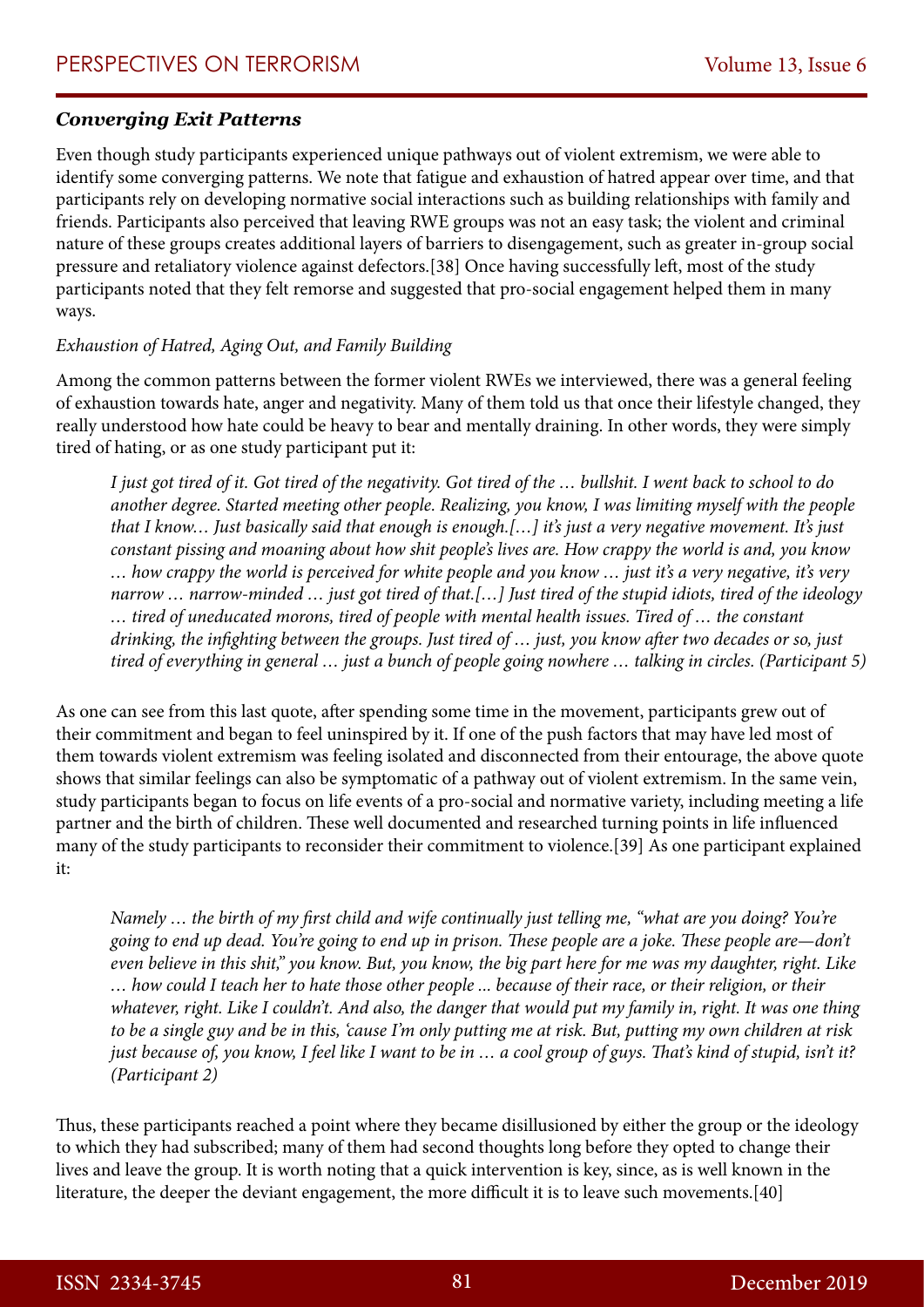### *Converging Exit Patterns*

Even though study participants experienced unique pathways out of violent extremism, we were able to identify some converging patterns. We note that fatigue and exhaustion of hatred appear over time, and that participants rely on developing normative social interactions such as building relationships with family and friends. Participants also perceived that leaving RWE groups was not an easy task; the violent and criminal nature of these groups creates additional layers of barriers to disengagement, such as greater in-group social pressure and retaliatory violence against defectors.[38] Once having successfully left, most of the study participants noted that they felt remorse and suggested that pro-social engagement helped them in many ways.

#### *Exhaustion of Hatred, Aging Out, and Family Building*

Among the common patterns between the former violent RWEs we interviewed, there was a general feeling of exhaustion towards hate, anger and negativity. Many of them told us that once their lifestyle changed, they really understood how hate could be heavy to bear and mentally draining. In other words, they were simply tired of hating, or as one study participant put it:

> *I just got tired of it. Got tired of the negativity. Got tired of the … bullshit. I went back to school to do another degree. Started meeting other people. Realizing, you know, I was limiting myself with the people that I know… Just basically said that enough is enough.[…] it's just a very negative movement. It's just constant pissing and moaning about how shit people's lives are. How crappy the world is and, you know … how crappy the world is perceived for white people and you know … just it's a very negative, it's very narrow … narrow-minded … just got tired of that.[…] Just tired of the stupid idiots, tired of the ideology … tired of uneducated morons, tired of people with mental health issues. Tired of … the constant drinking, the infighting between the groups. Just tired of … just, you know after two decades or so, just tired of everything in general … just a bunch of people going nowhere … talking in circles. (Participant 5)*

As one can see from this last quote, after spending some time in the movement, participants grew out of their commitment and began to feel uninspired by it. If one of the push factors that may have led most of them towards violent extremism was feeling isolated and disconnected from their entourage, the above quote shows that similar feelings can also be symptomatic of a pathway out of violent extremism. In the same vein, study participants began to focus on life events of a pro-social and normative variety, including meeting a life partner and the birth of children. These well documented and researched turning points in life influenced many of the study participants to reconsider their commitment to violence.[39] As one participant explained it:

> *Namely … the birth of my first child and wife continually just telling me, "what are you doing? You're going to end up dead. You're going to end up in prison. These people are a joke. These people are—don't even believe in this shit," you know. But, you know, the big part here for me was my daughter, right. Like … how could I teach her to hate those other people ... because of their race, or their religion, or their whatever, right. Like I couldn't. And also, the danger that would put my family in, right. It was one thing to be a single guy and be in this, 'cause I'm only putting me at risk. But, putting my own children at risk just because of, you know, I feel like I want to be in … a cool group of guys. That's kind of stupid, isn't it? (Participant 2)*

Thus, these participants reached a point where they became disillusioned by either the group or the ideology to which they had subscribed; many of them had second thoughts long before they opted to change their lives and leave the group. It is worth noting that a quick intervention is key, since, as is well known in the literature, the deeper the deviant engagement, the more difficult it is to leave such movements.[40]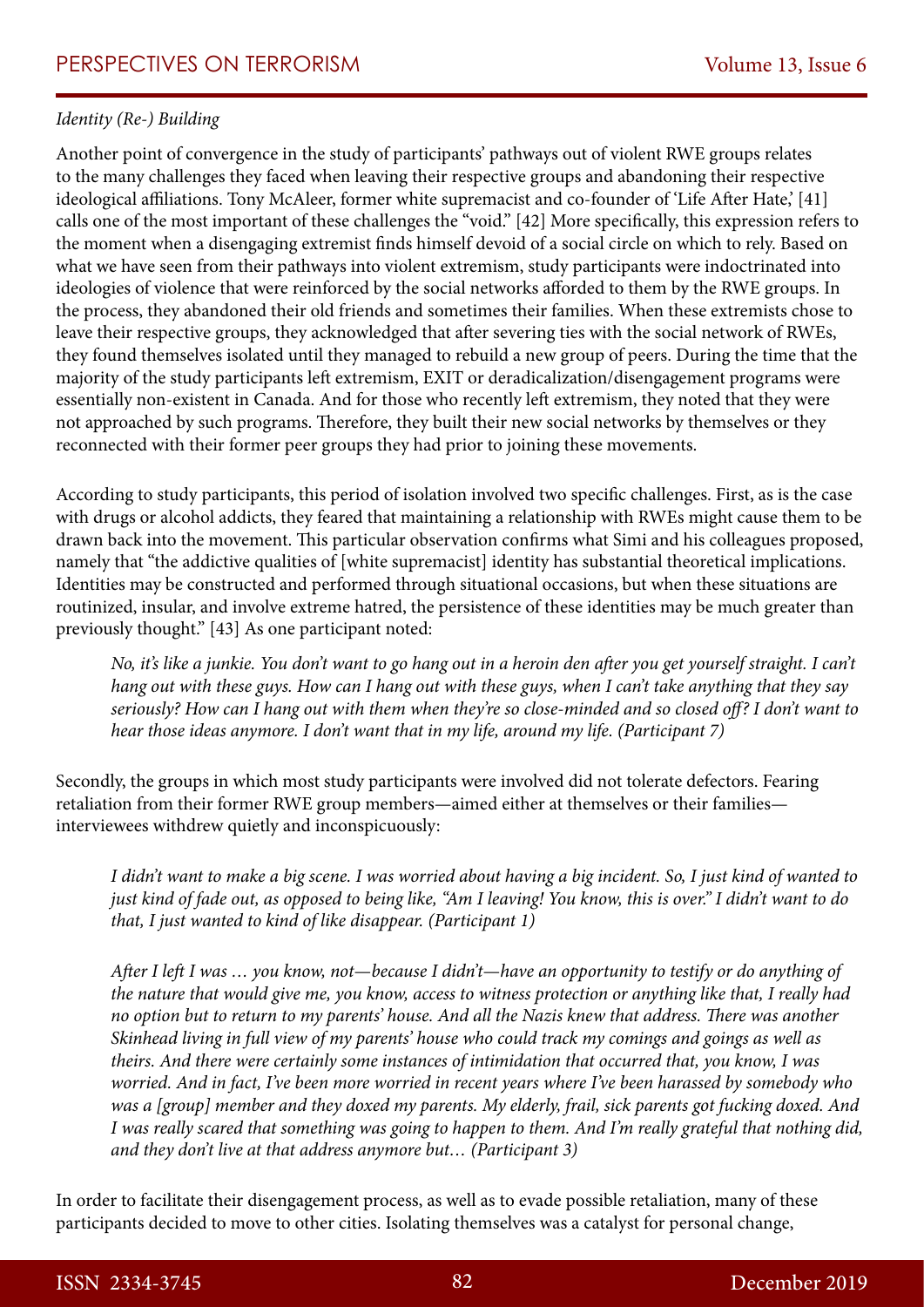*Identity (Re-) Building*

Another point of convergence in the study of participants' pathways out of violent RWE groups relates to the many challenges they faced when leaving their respective groups and abandoning their respective ideological affiliations. Tony McAleer, former white supremacist and co-founder of 'Life After Hate,' [41] calls one of the most important of these challenges the "void." [42] More specifically, this expression refers to the moment when a disengaging extremist finds himself devoid of a social circle on which to rely. Based on what we have seen from their pathways into violent extremism, study participants were indoctrinated into ideologies of violence that were reinforced by the social networks afforded to them by the RWE groups. In the process, they abandoned their old friends and sometimes their families. When these extremists chose to leave their respective groups, they acknowledged that after severing ties with the social network of RWEs, they found themselves isolated until they managed to rebuild a new group of peers. During the time that the majority of the study participants left extremism, EXIT or deradicalization/disengagement programs were essentially non-existent in Canada. And for those who recently left extremism, they noted that they were not approached by such programs. Therefore, they built their new social networks by themselves or they reconnected with their former peer groups they had prior to joining these movements.

According to study participants, this period of isolation involved two specific challenges. First, as is the case with drugs or alcohol addicts, they feared that maintaining a relationship with RWEs might cause them to be drawn back into the movement. This particular observation confirms what Simi and his colleagues proposed, namely that "the addictive qualities of [white supremacist] identity has substantial theoretical implications. Identities may be constructed and performed through situational occasions, but when these situations are routinized, insular, and involve extreme hatred, the persistence of these identities may be much greater than previously thought." [43] As one participant noted:

> *No, it's like a junkie. You don't want to go hang out in a heroin den after you get yourself straight. I can't hang out with these guys. How can I hang out with these guys, when I can't take anything that they say seriously? How can I hang out with them when they're so close-minded and so closed off? I don't want to hear those ideas anymore. I don't want that in my life, around my life. (Participant 7)*

Secondly, the groups in which most study participants were involved did not tolerate defectors. Fearing retaliation from their former RWE group members—aimed either at themselves or their families—interviewees withdrew quietly and inconspicuously:

> *I didn't want to make a big scene. I was worried about having a big incident. So, I just kind of wanted to just kind of fade out, as opposed to being like, "Am I leaving! You know, this is over." I didn't want to do that, I just wanted to kind of like disappear. (Participant 1)*

> *After I left I was … you know, not—because I didn't—have an opportunity to testify or do anything of the nature that would give me, you know, access to witness protection or anything like that, I really had no option but to return to my parents' house. And all the Nazis knew that address. There was another Skinhead living in full view of my parents' house who could track my comings and goings as well as theirs. And there were certainly some instances of intimidation that occurred that, you know, I was worried. And in fact, I've been more worried in recent years where I've been harassed by somebody who was a [group] member and they doxed my parents. My elderly, frail, sick parents got fucking doxed. And I was really scared that something was going to happen to them. And I'm really grateful that nothing did, and they don't live at that address anymore but… (Participant 3)*

In order to facilitate their disengagement process, as well as to evade possible retaliation, many of these participants decided to move to other cities. Isolating themselves was a catalyst for personal change,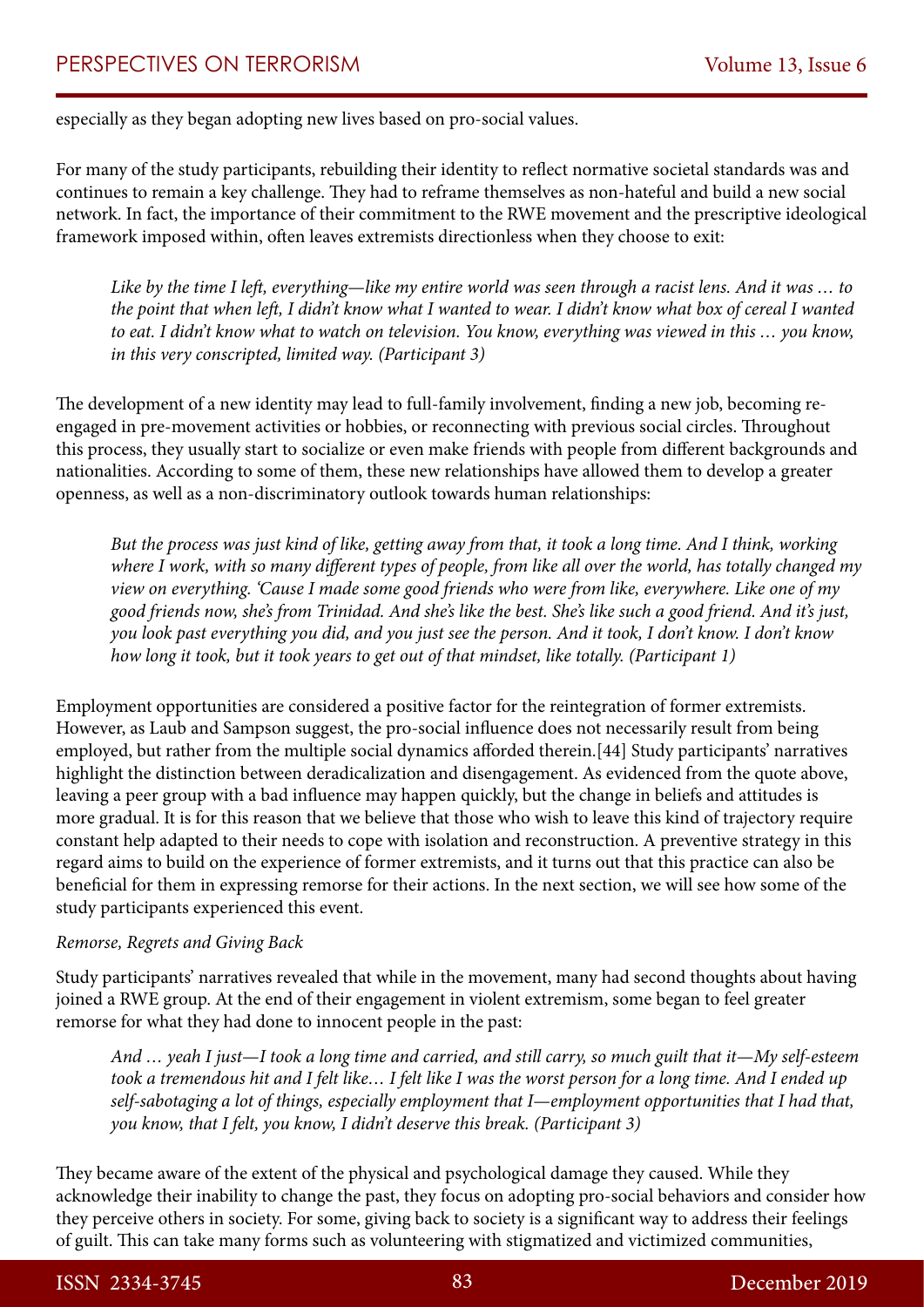especially as they began adopting new lives based on pro-social values.

For many of the study participants, rebuilding their identity to reflect normative societal standards was and continues to remain a key challenge. They had to reframe themselves as non-hateful and build a new social network. In fact, the importance of their commitment to the RWE movement and the prescriptive ideological framework imposed within, often leaves extremists directionless when they choose to exit:

> *Like by the time I left, everything—like my entire world was seen through a racist lens. And it was … to the point that when left, I didn't know what I wanted to wear. I didn't know what box of cereal I wanted to eat. I didn't know what to watch on television. You know, everything was viewed in this … you know, in this very conscripted, limited way. (Participant 3)*

The development of a new identity may lead to full-family involvement, finding a new job, becoming re-engaged in pre-movement activities or hobbies, or reconnecting with previous social circles. Throughout this process, they usually start to socialize or even make friends with people from different backgrounds and nationalities. According to some of them, these new relationships have allowed them to develop a greater openness, as well as a non-discriminatory outlook towards human relationships:

> *But the process was just kind of like, getting away from that, it took a long time. And I think, working where I work, with so many different types of people, from like all over the world, has totally changed my view on everything. 'Cause I made some good friends who were from like, everywhere. Like one of my good friends now, she's from Trinidad. And she's like the best. She's like such a good friend. And it's just, you look past everything you did, and you just see the person. And it took, I don't know. I don't know how long it took, but it took years to get out of that mindset, like totally. (Participant 1)*

Employment opportunities are considered a positive factor for the reintegration of former extremists. However, as Laub and Sampson suggest, the pro-social influence does not necessarily result from being employed, but rather from the multiple social dynamics afforded therein.[44] Study participants' narratives highlight the distinction between deradicalization and disengagement. As evidenced from the quote above, leaving a peer group with a bad influence may happen quickly, but the change in beliefs and attitudes is more gradual. It is for this reason that we believe that those who wish to leave this kind of trajectory require constant help adapted to their needs to cope with isolation and reconstruction. A preventive strategy in this regard aims to build on the experience of former extremists, and it turns out that this practice can also be beneficial for them in expressing remorse for their actions. In the next section, we will see how some of the study participants experienced this event.

*Remorse, Regrets and Giving Back*

Study participants' narratives revealed that while in the movement, many had second thoughts about having joined a RWE group. At the end of their engagement in violent extremism, some began to feel greater remorse for what they had done to innocent people in the past:

> *And … yeah I just—I took a long time and carried, and still carry, so much guilt that it—My self-esteem took a tremendous hit and I felt like… I felt like I was the worst person for a long time. And I ended up self-sabotaging a lot of things, especially employment that I—employment opportunities that I had that, you know, that I felt, you know, I didn't deserve this break. (Participant 3)*

They became aware of the extent of the physical and psychological damage they caused. While they acknowledge their inability to change the past, they focus on adopting pro-social behaviors and consider how they perceive others in society. For some, giving back to society is a significant way to address their feelings of guilt. This can take many forms such as volunteering with stigmatized and victimized communities,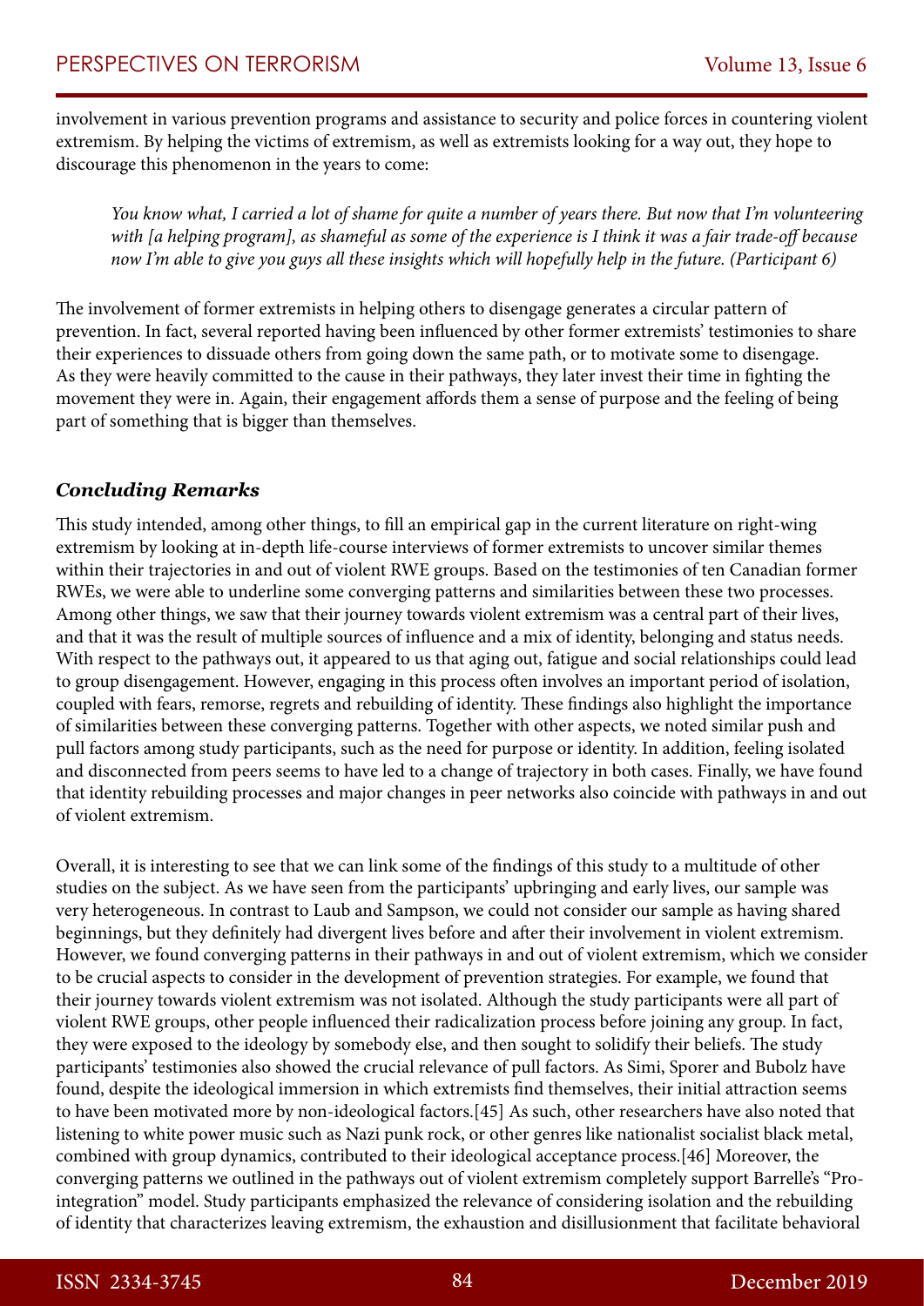involvement in various prevention programs and assistance to security and police forces in countering violent extremism. By helping the victims of extremism, as well as extremists looking for a way out, they hope to discourage this phenomenon in the years to come:

> *You know what, I carried a lot of shame for quite a number of years there. But now that I'm volunteering with [a helping program], as shameful as some of the experience is I think it was a fair trade-off because now I'm able to give you guys all these insights which will hopefully help in the future. (Participant 6)*

The involvement of former extremists in helping others to disengage generates a circular pattern of prevention. In fact, several reported having been influenced by other former extremists' testimonies to share their experiences to dissuade others from going down the same path, or to motivate some to disengage. As they were heavily committed to the cause in their pathways, they later invest their time in fighting the movement they were in. Again, their engagement affords them a sense of purpose and the feeling of being part of something that is bigger than themselves.

### *Concluding Remarks*

This study intended, among other things, to fill an empirical gap in the current literature on right-wing extremism by looking at in-depth life-course interviews of former extremists to uncover similar themes within their trajectories in and out of violent RWE groups. Based on the testimonies of ten Canadian former RWEs, we were able to underline some converging patterns and similarities between these two processes. Among other things, we saw that their journey towards violent extremism was a central part of their lives, and that it was the result of multiple sources of influence and a mix of identity, belonging and status needs. With respect to the pathways out, it appeared to us that aging out, fatigue and social relationships could lead to group disengagement. However, engaging in this process often involves an important period of isolation, coupled with fears, remorse, regrets and rebuilding of identity. These findings also highlight the importance of similarities between these converging patterns. Together with other aspects, we noted similar push and pull factors among study participants, such as the need for purpose or identity. In addition, feeling isolated and disconnected from peers seems to have led to a change of trajectory in both cases. Finally, we have found that identity rebuilding processes and major changes in peer networks also coincide with pathways in and out of violent extremism.

Overall, it is interesting to see that we can link some of the findings of this study to a multitude of other studies on the subject. As we have seen from the participants' upbringing and early lives, our sample was very heterogeneous. In contrast to Laub and Sampson, we could not consider our sample as having shared beginnings, but they definitely had divergent lives before and after their involvement in violent extremism. However, we found converging patterns in their pathways in and out of violent extremism, which we consider to be crucial aspects to consider in the development of prevention strategies. For example, we found that their journey towards violent extremism was not isolated. Although the study participants were all part of violent RWE groups, other people influenced their radicalization process before joining any group. In fact, they were exposed to the ideology by somebody else, and then sought to solidify their beliefs. The study participants' testimonies also showed the crucial relevance of pull factors. As Simi, Sporer and Bubolz have found, despite the ideological immersion in which extremists find themselves, their initial attraction seems to have been motivated more by non-ideological factors.[45] As such, other researchers have also noted that listening to white power music such as Nazi punk rock, or other genres like nationalist socialist black metal, combined with group dynamics, contributed to their ideological acceptance process.[46] Moreover, the converging patterns we outlined in the pathways out of violent extremism completely support Barrelle's "Pro-integration" model. Study participants emphasized the relevance of considering isolation and the rebuilding of identity that characterizes leaving extremism, the exhaustion and disillusionment that facilitate behavioral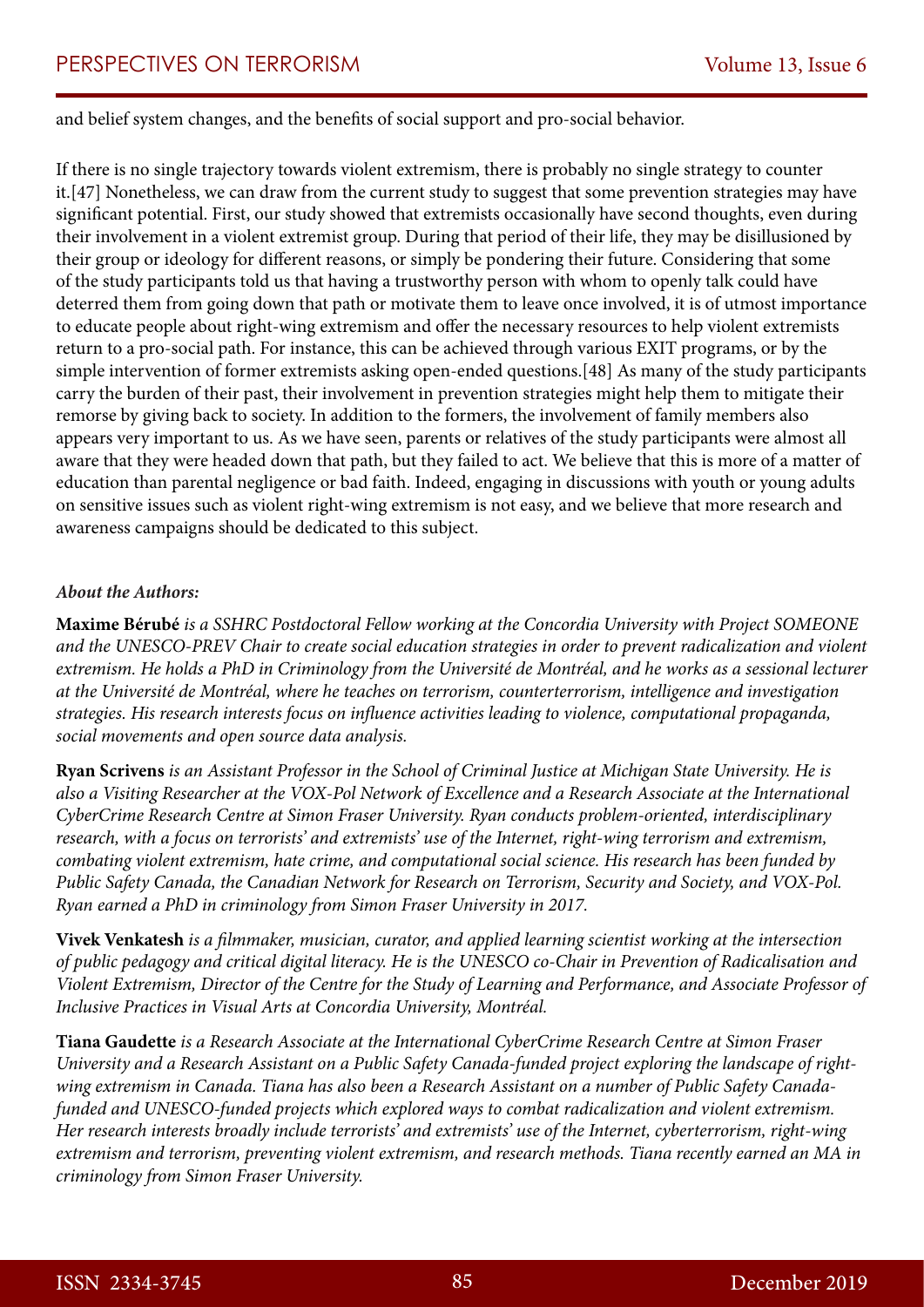and belief system changes, and the benefits of social support and pro-social behavior.

If there is no single trajectory towards violent extremism, there is probably no single strategy to counter it.[47] Nonetheless, we can draw from the current study to suggest that some prevention strategies may have significant potential. First, our study showed that extremists occasionally have second thoughts, even during their involvement in a violent extremist group. During that period of their life, they may be disillusioned by their group or ideology for different reasons, or simply be pondering their future. Considering that some of the study participants told us that having a trustworthy person with whom to openly talk could have deterred them from going down that path or motivate them to leave once involved, it is of utmost importance to educate people about right-wing extremism and offer the necessary resources to help violent extremists return to a pro-social path. For instance, this can be achieved through various EXIT programs, or by the simple intervention of former extremists asking open-ended questions.[48] As many of the study participants carry the burden of their past, their involvement in prevention strategies might help them to mitigate their remorse by giving back to society. In addition to the formers, the involvement of family members also appears very important to us. As we have seen, parents or relatives of the study participants were almost all aware that they were headed down that path, but they failed to act. We believe that this is more of a matter of education than parental negligence or bad faith. Indeed, engaging in discussions with youth or young adults on sensitive issues such as violent right-wing extremism is not easy, and we believe that more research and awareness campaigns should be dedicated to this subject.

***About the Authors:***

**Maxime Bérubé** *is a SSHRC Postdoctoral Fellow working at the Concordia University with Project SOMEONE and the UNESCO-PREV Chair to create social education strategies in order to prevent radicalization and violent extremism. He holds a PhD in Criminology from the Université de Montréal, and he works as a sessional lecturer at the Université de Montréal, where he teaches on terrorism, counterterrorism, intelligence and investigation strategies. His research interests focus on influence activities leading to violence, computational propaganda, social movements and open source data analysis.*

**Ryan Scrivens** *is an Assistant Professor in the School of Criminal Justice at Michigan State University. He is also a Visiting Researcher at the VOX-Pol Network of Excellence and a Research Associate at the International CyberCrime Research Centre at Simon Fraser University. Ryan conducts problem-oriented, interdisciplinary research, with a focus on terrorists' and extremists' use of the Internet, right-wing terrorism and extremism, combating violent extremism, hate crime, and computational social science. His research has been funded by Public Safety Canada, the Canadian Network for Research on Terrorism, Security and Society, and VOX-Pol. Ryan earned a PhD in criminology from Simon Fraser University in 2017.*

**Vivek Venkatesh** *is a filmmaker, musician, curator, and applied learning scientist working at the intersection of public pedagogy and critical digital literacy. He is the UNESCO co-Chair in Prevention of Radicalisation and Violent Extremism, Director of the Centre for the Study of Learning and Performance, and Associate Professor of Inclusive Practices in Visual Arts at Concordia University, Montréal.*

**Tiana Gaudette** *is a Research Associate at the International CyberCrime Research Centre at Simon Fraser University and a Research Assistant on a Public Safety Canada-funded project exploring the landscape of right-wing extremism in Canada. Tiana has also been a Research Assistant on a number of Public Safety Canada-funded and UNESCO-funded projects which explored ways to combat radicalization and violent extremism. Her research interests broadly include terrorists' and extremists' use of the Internet, cyberterrorism, right-wing extremism and terrorism, preventing violent extremism, and research methods. Tiana recently earned an MA in criminology from Simon Fraser University.*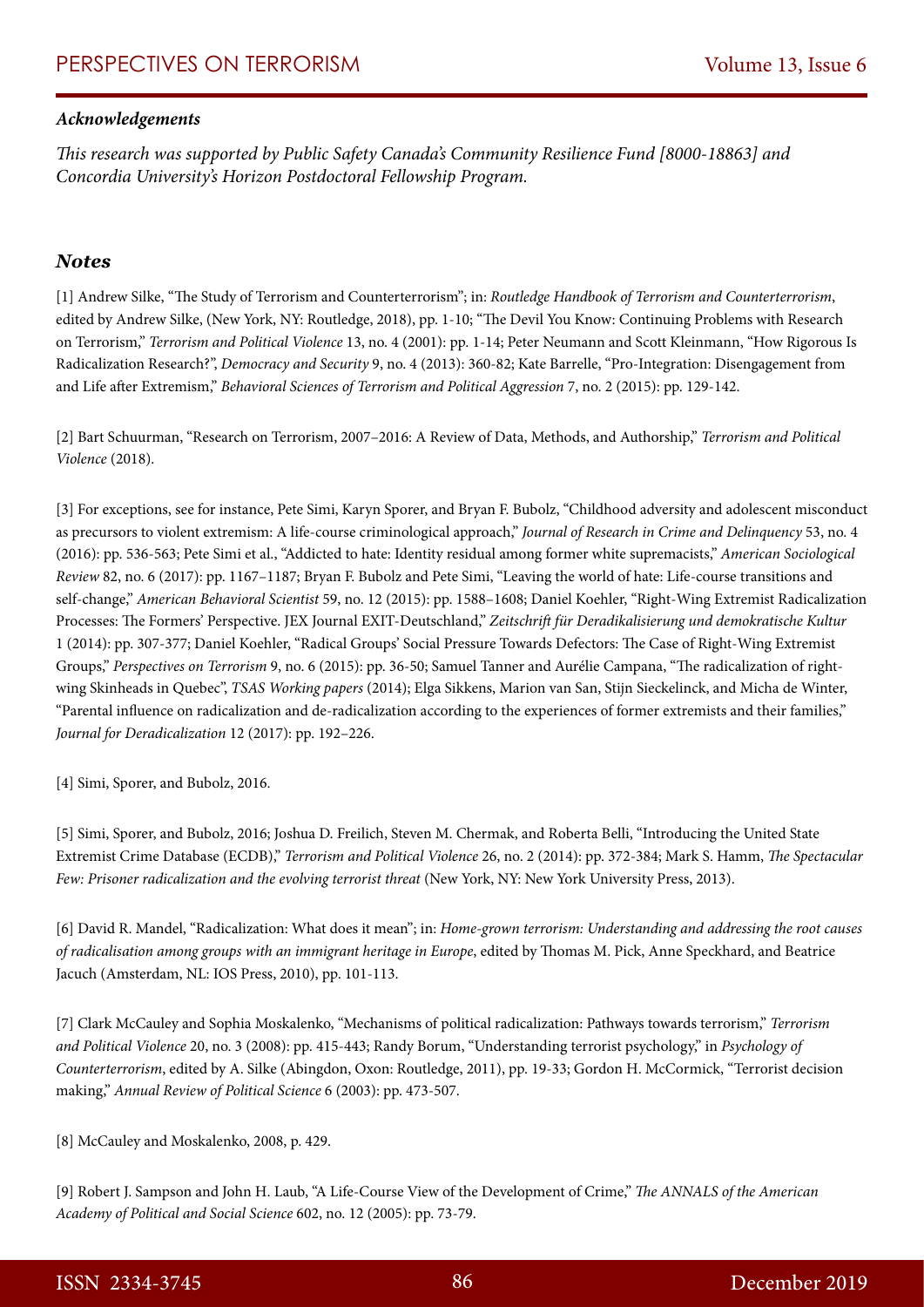### *Acknowledgements*

*This research was supported by Public Safety Canada's Community Resilience Fund [8000-18863] and Concordia University's Horizon Postdoctoral Fellowship Program.*

## *Notes*

[1] Andrew Silke, "The Study of Terrorism and Counterterrorism"; in: *Routledge Handbook of Terrorism and Counterterrorism*, edited by Andrew Silke, (New York, NY: Routledge, 2018), pp. 1-10; "The Devil You Know: Continuing Problems with Research on Terrorism," *Terrorism and Political Violence* 13, no. 4 (2001): pp. 1-14; Peter Neumann and Scott Kleinmann, "How Rigorous Is Radicalization Research?", *Democracy and Security* 9, no. 4 (2013): 360-82; Kate Barrelle, "Pro-Integration: Disengagement from and Life after Extremism," *Behavioral Sciences of Terrorism and Political Aggression* 7, no. 2 (2015): pp. 129-142.

[2] Bart Schuurman, "Research on Terrorism, 2007–2016: A Review of Data, Methods, and Authorship," *Terrorism and Political Violence* (2018).

[3] For exceptions, see for instance, Pete Simi, Karyn Sporer, and Bryan F. Bubolz, "Childhood adversity and adolescent misconduct as precursors to violent extremism: A life-course criminological approach," *Journal of Research in Crime and Delinquency* 53, no. 4 (2016): pp. 536-563; Pete Simi et al., "Addicted to hate: Identity residual among former white supremacists," *American Sociological Review* 82, no. 6 (2017): pp. 1167–1187; Bryan F. Bubolz and Pete Simi, "Leaving the world of hate: Life-course transitions and self-change," *American Behavioral Scientist* 59, no. 12 (2015): pp. 1588–1608; Daniel Koehler, "Right-Wing Extremist Radicalization Processes: The Formers' Perspective. JEX Journal EXIT-Deutschland," *Zeitschrift für Deradikalisierung und demokratische Kultur* 1 (2014): pp. 307-377; Daniel Koehler, "Radical Groups' Social Pressure Towards Defectors: The Case of Right-Wing Extremist Groups," *Perspectives on Terrorism* 9, no. 6 (2015): pp. 36-50; Samuel Tanner and Aurélie Campana, "The radicalization of right-wing Skinheads in Quebec", *TSAS Working papers* (2014); Elga Sikkens, Marion van San, Stijn Sieckelinck, and Micha de Winter, "Parental influence on radicalization and de-radicalization according to the experiences of former extremists and their families," *Journal for Deradicalization* 12 (2017): pp. 192–226.

[4] Simi, Sporer, and Bubolz, 2016.

[5] Simi, Sporer, and Bubolz, 2016; Joshua D. Freilich, Steven M. Chermak, and Roberta Belli, "Introducing the United State Extremist Crime Database (ECDB)," *Terrorism and Political Violence* 26, no. 2 (2014): pp. 372-384; Mark S. Hamm, *The Spectacular Few: Prisoner radicalization and the evolving terrorist threat* (New York, NY: New York University Press, 2013).

[6] David R. Mandel, "Radicalization: What does it mean"; in: *Home-grown terrorism: Understanding and addressing the root causes of radicalisation among groups with an immigrant heritage in Europe*, edited by Thomas M. Pick, Anne Speckhard, and Beatrice Jacuch (Amsterdam, NL: IOS Press, 2010), pp. 101-113.

[7] Clark McCauley and Sophia Moskalenko, "Mechanisms of political radicalization: Pathways towards terrorism," *Terrorism and Political Violence* 20, no. 3 (2008): pp. 415-443; Randy Borum, "Understanding terrorist psychology," in *Psychology of Counterterrorism*, edited by A. Silke (Abingdon, Oxon: Routledge, 2011), pp. 19-33; Gordon H. McCormick, "Terrorist decision making," *Annual Review of Political Science* 6 (2003): pp. 473-507.

[8] McCauley and Moskalenko, 2008, p. 429.

[9] Robert J. Sampson and John H. Laub, "A Life-Course View of the Development of Crime," *The ANNALS of the American Academy of Political and Social Science* 602, no. 12 (2005): pp. 73-79.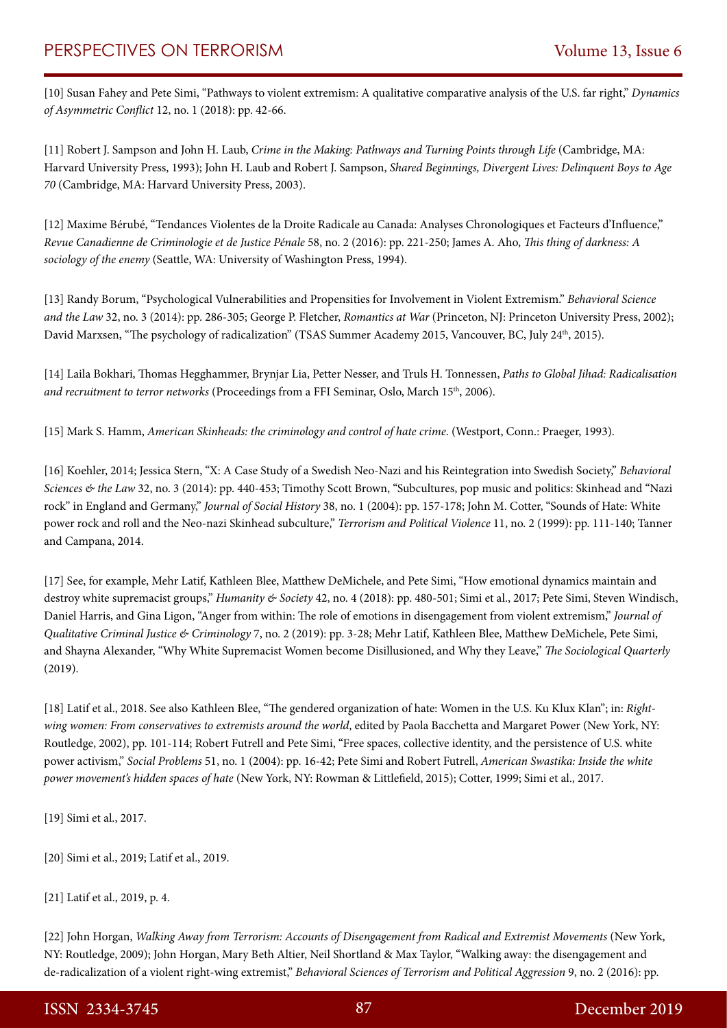[10] Susan Fahey and Pete Simi, "Pathways to violent extremism: A qualitative comparative analysis of the U.S. far right," *Dynamics of Asymmetric Conflict* 12, no. 1 (2018): pp. 42-66.

[11] Robert J. Sampson and John H. Laub, *Crime in the Making: Pathways and Turning Points through Life* (Cambridge, MA: Harvard University Press, 1993); John H. Laub and Robert J. Sampson, *Shared Beginnings, Divergent Lives: Delinquent Boys to Age 70* (Cambridge, MA: Harvard University Press, 2003).

[12] Maxime Bérubé, "Tendances Violentes de la Droite Radicale au Canada: Analyses Chronologiques et Facteurs d'Influence," *Revue Canadienne de Criminologie et de Justice Pénale* 58, no. 2 (2016): pp. 221-250; James A. Aho, *This thing of darkness: A sociology of the enemy* (Seattle, WA: University of Washington Press, 1994).

[13] Randy Borum, "Psychological Vulnerabilities and Propensities for Involvement in Violent Extremism." *Behavioral Science and the Law* 32, no. 3 (2014): pp. 286-305; George P. Fletcher, *Romantics at War* (Princeton, NJ: Princeton University Press, 2002); David Marxsen, "The psychology of radicalization" (TSAS Summer Academy 2015, Vancouver, BC, July 24th, 2015).

[14] Laila Bokhari, Thomas Hegghammer, Brynjar Lia, Petter Nesser, and Truls H. Tonnessen, *Paths to Global Jihad: Radicalisation and recruitment to terror networks* (Proceedings from a FFI Seminar, Oslo, March 15th, 2006).

[15] Mark S. Hamm, *American Skinheads: the criminology and control of hate crime*. (Westport, Conn.: Praeger, 1993).

[16] Koehler, 2014; Jessica Stern, "X: A Case Study of a Swedish Neo-Nazi and his Reintegration into Swedish Society," *Behavioral Sciences & the Law* 32, no. 3 (2014): pp. 440-453; Timothy Scott Brown, "Subcultures, pop music and politics: Skinhead and "Nazi rock" in England and Germany," *Journal of Social History* 38, no. 1 (2004): pp. 157-178; John M. Cotter, "Sounds of Hate: White power rock and roll and the Neo-nazi Skinhead subculture," *Terrorism and Political Violence* 11, no. 2 (1999): pp. 111-140; Tanner and Campana, 2014.

[17] See, for example, Mehr Latif, Kathleen Blee, Matthew DeMichele, and Pete Simi, "How emotional dynamics maintain and destroy white supremacist groups," *Humanity & Society* 42, no. 4 (2018): pp. 480-501; Simi et al., 2017; Pete Simi, Steven Windisch, Daniel Harris, and Gina Ligon, "Anger from within: The role of emotions in disengagement from violent extremism," *Journal of Qualitative Criminal Justice & Criminology* 7, no. 2 (2019): pp. 3-28; Mehr Latif, Kathleen Blee, Matthew DeMichele, Pete Simi, and Shayna Alexander, "Why White Supremacist Women become Disillusioned, and Why they Leave," *The Sociological Quarterly* (2019).

[18] Latif et al., 2018. See also Kathleen Blee, "The gendered organization of hate: Women in the U.S. Ku Klux Klan"; in: *Right-wing women: From conservatives to extremists around the world*, edited by Paola Bacchetta and Margaret Power (New York, NY: Routledge, 2002), pp. 101-114; Robert Futrell and Pete Simi, "Free spaces, collective identity, and the persistence of U.S. white power activism," *Social Problems* 51, no. 1 (2004): pp. 16-42; Pete Simi and Robert Futrell, *American Swastika: Inside the white power movement's hidden spaces of hate* (New York, NY: Rowman & Littlefield, 2015); Cotter, 1999; Simi et al., 2017.

[19] Simi et al., 2017.

[20] Simi et al., 2019; Latif et al., 2019.

[21] Latif et al., 2019, p. 4.

[22] John Horgan, *Walking Away from Terrorism: Accounts of Disengagement from Radical and Extremist Movements* (New York, NY: Routledge, 2009); John Horgan, Mary Beth Altier, Neil Shortland & Max Taylor, "Walking away: the disengagement and de-radicalization of a violent right-wing extremist," *Behavioral Sciences of Terrorism and Political Aggression* 9, no. 2 (2016): pp.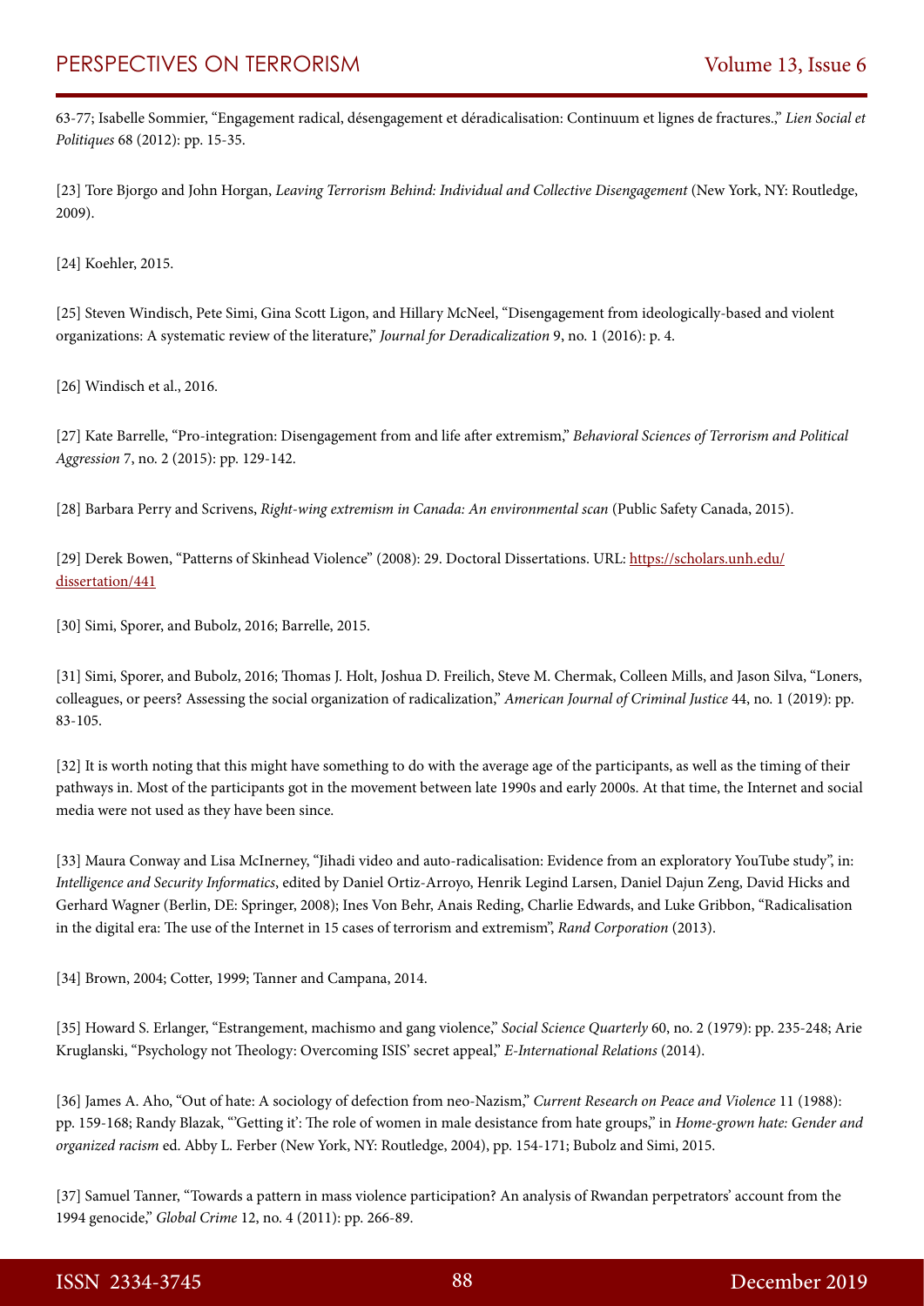63-77; Isabelle Sommier, "Engagement radical, désengagement et déradicalisation: Continuum et lignes de fractures.," *Lien Social et Politiques* 68 (2012): pp. 15-35.

[23] Tore Bjorgo and John Horgan, *Leaving Terrorism Behind: Individual and Collective Disengagement* (New York, NY: Routledge, 2009).

[24] Koehler, 2015.

[25] Steven Windisch, Pete Simi, Gina Scott Ligon, and Hillary McNeel, "Disengagement from ideologically-based and violent organizations: A systematic review of the literature," *Journal for Deradicalization* 9, no. 1 (2016): p. 4.

[26] Windisch et al., 2016.

[27] Kate Barrelle, "Pro-integration: Disengagement from and life after extremism," *Behavioral Sciences of Terrorism and Political Aggression* 7, no. 2 (2015): pp. 129-142.

[28] Barbara Perry and Scrivens, *Right-wing extremism in Canada: An environmental scan* (Public Safety Canada, 2015).

[29] Derek Bowen, "Patterns of Skinhead Violence" (2008): 29. Doctoral Dissertations. URL: https://scholars.unh.edu/dissertation/441

[30] Simi, Sporer, and Bubolz, 2016; Barrelle, 2015.

[31] Simi, Sporer, and Bubolz, 2016; Thomas J. Holt, Joshua D. Freilich, Steve M. Chermak, Colleen Mills, and Jason Silva, "Loners, colleagues, or peers? Assessing the social organization of radicalization," *American Journal of Criminal Justice* 44, no. 1 (2019): pp. 83-105.

[32] It is worth noting that this might have something to do with the average age of the participants, as well as the timing of their pathways in. Most of the participants got in the movement between late 1990s and early 2000s. At that time, the Internet and social media were not used as they have been since.

[33] Maura Conway and Lisa McInerney, "Jihadi video and auto-radicalisation: Evidence from an exploratory YouTube study", in: *Intelligence and Security Informatics*, edited by Daniel Ortiz-Arroyo, Henrik Legind Larsen, Daniel Dajun Zeng, David Hicks and Gerhard Wagner (Berlin, DE: Springer, 2008); Ines Von Behr, Anais Reding, Charlie Edwards, and Luke Gribbon, "Radicalisation in the digital era: The use of the Internet in 15 cases of terrorism and extremism", *Rand Corporation* (2013).

[34] Brown, 2004; Cotter, 1999; Tanner and Campana, 2014.

[35] Howard S. Erlanger, "Estrangement, machismo and gang violence," *Social Science Quarterly* 60, no. 2 (1979): pp. 235-248; Arie Kruglanski, "Psychology not Theology: Overcoming ISIS' secret appeal," *E-International Relations* (2014).

[36] James A. Aho, "Out of hate: A sociology of defection from neo-Nazism," *Current Research on Peace and Violence* 11 (1988): pp. 159-168; Randy Blazak, "'Getting it': The role of women in male desistance from hate groups," in *Home-grown hate: Gender and organized racism* ed. Abby L. Ferber (New York, NY: Routledge, 2004), pp. 154-171; Bubolz and Simi, 2015.

[37] Samuel Tanner, "Towards a pattern in mass violence participation? An analysis of Rwandan perpetrators' account from the 1994 genocide," *Global Crime* 12, no. 4 (2011): pp. 266-89.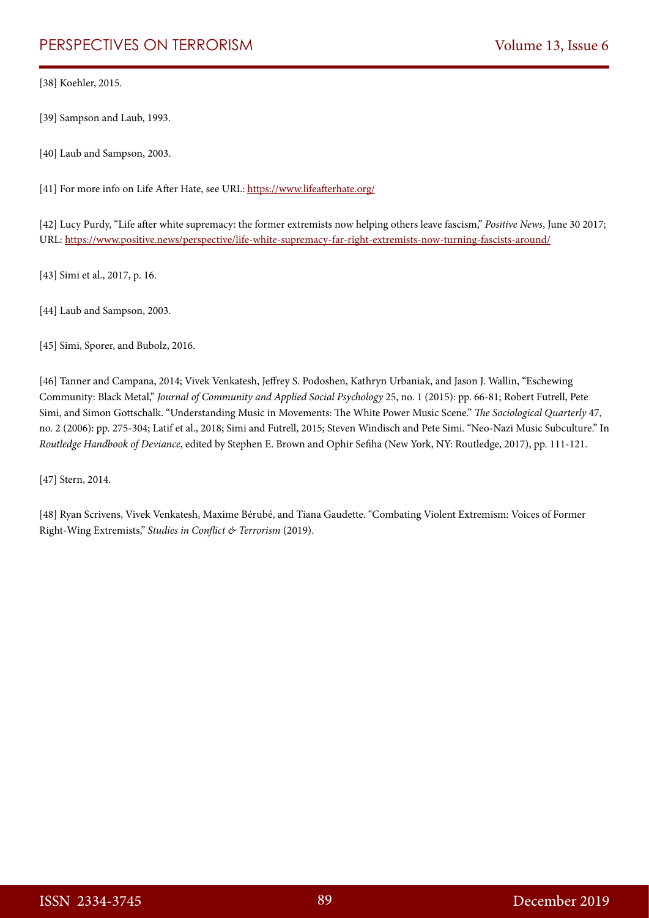[38] Koehler, 2015.

[39] Sampson and Laub, 1993.

[40] Laub and Sampson, 2003.

[41] For more info on Life After Hate, see URL: https://www.lifeafterhate.org/

[42] Lucy Purdy, "Life after white supremacy: the former extremists now helping others leave fascism," *Positive News*, June 30 2017; URL: https://www.positive.news/perspective/life-white-supremacy-far-right-extremists-now-turning-fascists-around/

[43] Simi et al., 2017, p. 16.

[44] Laub and Sampson, 2003.

[45] Simi, Sporer, and Bubolz, 2016.

[46] Tanner and Campana, 2014; Vivek Venkatesh, Jeffrey S. Podoshen, Kathryn Urbaniak, and Jason J. Wallin, "Eschewing Community: Black Metal," *Journal of Community and Applied Social Psychology* 25, no. 1 (2015): pp. 66-81; Robert Futrell, Pete Simi, and Simon Gottschalk. "Understanding Music in Movements: The White Power Music Scene." *The Sociological Quarterly* 47, no. 2 (2006): pp. 275-304; Latif et al., 2018; Simi and Futrell, 2015; Steven Windisch and Pete Simi. "Neo-Nazi Music Subculture." In *Routledge Handbook of Deviance*, edited by Stephen E. Brown and Ophir Sefiha (New York, NY: Routledge, 2017), pp. 111-121.

[47] Stern, 2014.

[48] Ryan Scrivens, Vivek Venkatesh, Maxime Bérubé, and Tiana Gaudette. "Combating Violent Extremism: Voices of Former Right-Wing Extremists," *Studies in Conflict & Terrorism* (2019).